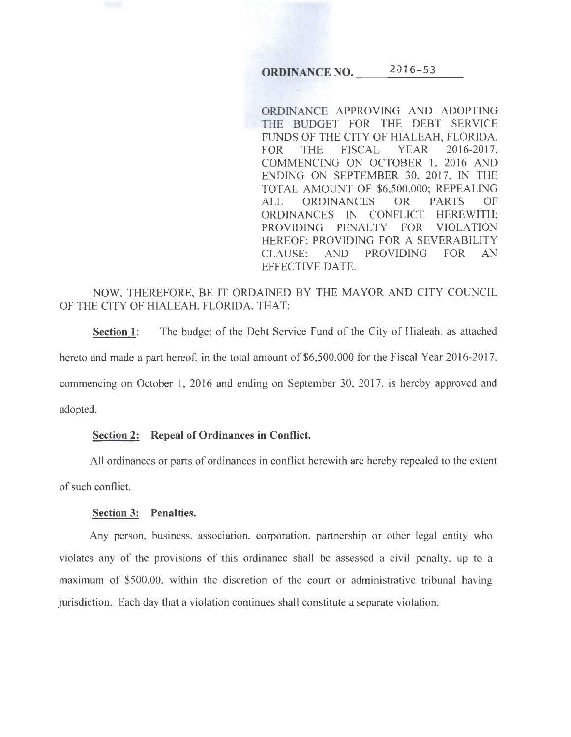# ORDINANCE NO. 2016-53

ORDINANCE APPROVING AND ADOPTING THE BUDGET FOR THE DEBT SERVICE FUNDS OF THE CITY OF HIALEAH, FLORIDA, FOR THE FISCAL YEAR 2016-2017, COMMENCING ON OCTOBER 1, 2016 AND ENDING ON SEPTEMBER 30, 2017, IN THE TOTAL AMOUNT OF $6,500,000; REPEALING ALL ORDINANCES OR PARTS OF ORDINANCES IN CONFLICT HEREWITH; PROVIDING PENALTY FOR VIOLATION HEREOF; PROVIDING FOR A SEVERABILITY CLAUSE; AND PROVIDING FOR AN EFFECTIVE DATE.

NOW, THEREFORE, BE IT ORDAINED BY THE MAYOR AND CITY COUNCIL OF THE CITY OF HIALEAH, FLORIDA, THAT:

**Section 1**: The budget of the Debt Service Fund of the City of Hialeah, as attached hereto and made a part hereof, in the total amount of $6,500,000 for the Fiscal Year 2016-2017, commencing on October 1, 2016 and ending on September 30, 2017, is hereby approved and adopted.

**Section 2: Repeal of Ordinances in Conflict.**

All ordinances or parts of ordinances in conflict herewith are hereby repealed to the extent of such conflict.

**Section 3: Penalties.**

Any person, business, association, corporation, partnership or other legal entity who violates any of the provisions of this ordinance shall be assessed a civil penalty, up to a maximum of $500.00, within the discretion of the court or administrative tribunal having jurisdiction. Each day that a violation continues shall constitute a separate violation.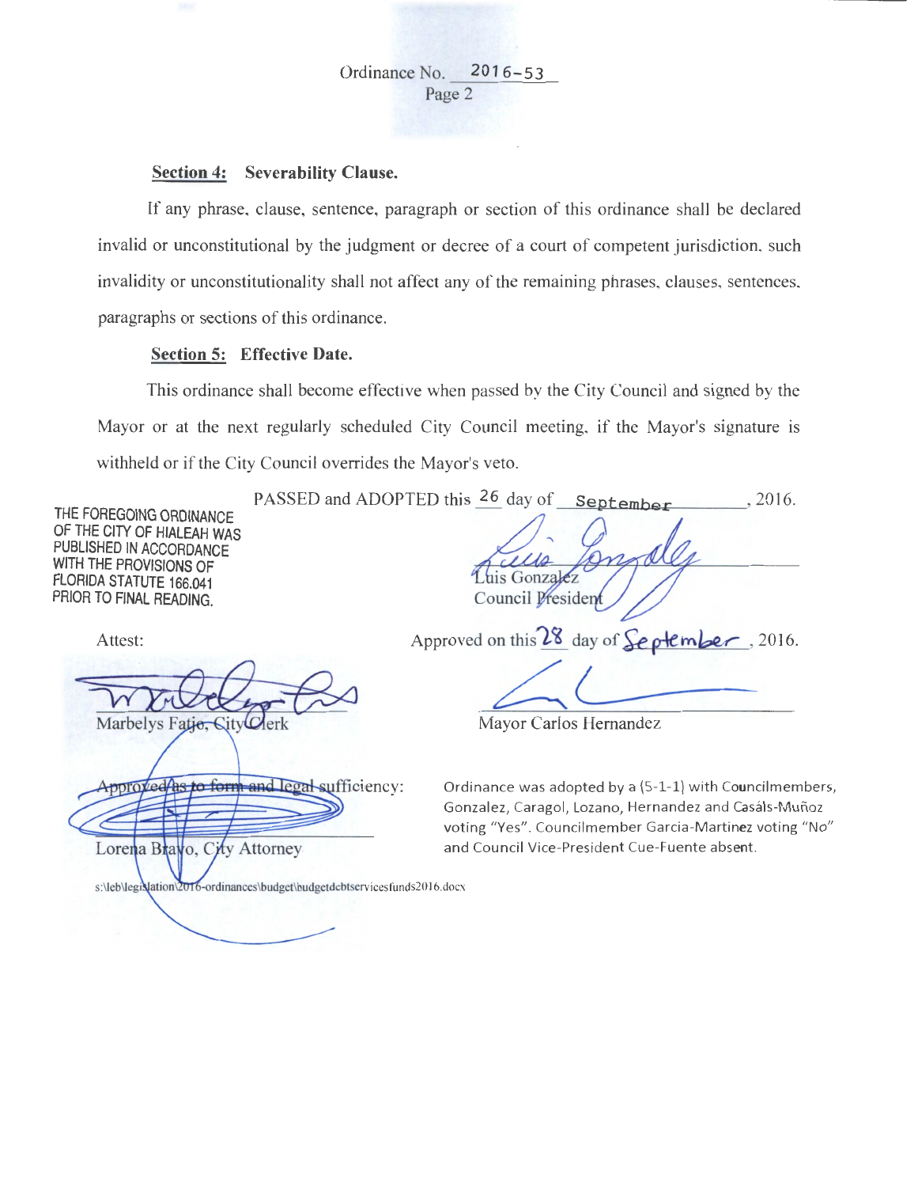Ordinance No. 2016-53

## **Section 4:** Severability Clause.

If any phrase, clause, sentence, paragraph or section of this ordinance shall be declared invalid or unconstitutional by the judgment or decree of a court of competent jurisdiction, such invalidity or unconstitutionality shall not affect any of the remaining phrases, clauses, sentences, paragraphs or sections of this ordinance.

## **Section 5:** Effective Date.

This ordinance shall become effective when passed by the City Council and signed by the Mayor or at the next regularly scheduled City Council meeting, if the Mayor's signature is withheld or if the City Council overrides the Mayor's veto.

THE FOREGOING ORDINANCE OF THE CITY OF HIALEAH WAS PUBLISHED IN ACCORDANCE WITH THE PROVISIONS OF FLORIDA STATUTE 166.041 PRIOR TO FINAL READING.

PASSED and ADOPTED this 26 day of September, 2016.

Luis Gonzalez
Council President

Attest:

Marbelys Fatjo, City Clerk

Approved on this 28 day of September, 2016.

Mayor Carlos Hernandez

Approved as to form and legal sufficiency:

Lorena Bravo, City Attorney

Ordinance was adopted by a (5-1-1) with Councilmembers, Gonzalez, Caragol, Lozano, Hernandez and Casáls-Muñoz voting "Yes". Councilmember Garcia-Martinez voting "No" and Council Vice-President Cue-Fuente absent.

s:\leb\legislation\2016-ordinances\budget\budgetdebtservicesfunds2016.docx